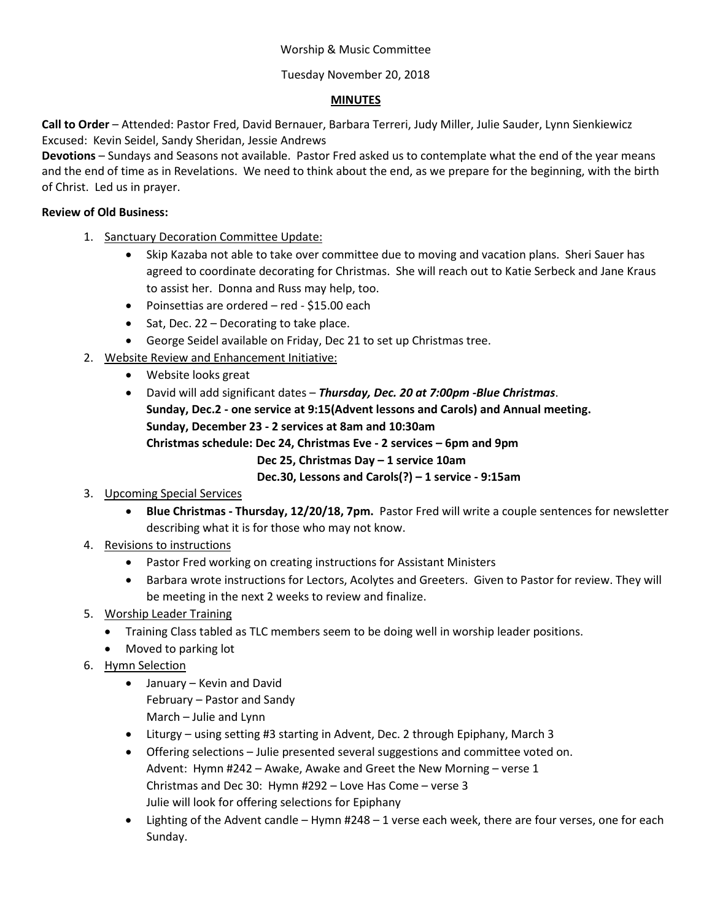Worship & Music Committee

Tuesday November 20, 2018

## MINUTES

**Call to Order** – Attended: Pastor Fred, David Bernauer, Barbara Terreri, Judy Miller, Julie Sauder, Lynn Sienkiewicz
Excused: Kevin Seidel, Sandy Sheridan, Jessie Andrews

**Devotions** – Sundays and Seasons not available. Pastor Fred asked us to contemplate what the end of the year means and the end of time as in Revelations. We need to think about the end, as we prepare for the beginning, with the birth of Christ. Led us in prayer.

**Review of Old Business:**

1. Sanctuary Decoration Committee Update:
   - Skip Kazaba not able to take over committee due to moving and vacation plans. Sheri Sauer has agreed to coordinate decorating for Christmas. She will reach out to Katie Serbeck and Jane Kraus to assist her. Donna and Russ may help, too.
   - Poinsettias are ordered – red - $15.00 each
   - Sat, Dec. 22 – Decorating to take place.
   - George Seidel available on Friday, Dec 21 to set up Christmas tree.
2. Website Review and Enhancement Initiative:
   - Website looks great
   - David will add significant dates – ***Thursday, Dec. 20 at 7:00pm -Blue Christmas***.
     **Sunday, Dec.2 - one service at 9:15(Advent lessons and Carols) and Annual meeting.**
     **Sunday, December 23 - 2 services at 8am and 10:30am**
     **Christmas schedule: Dec 24, Christmas Eve - 2 services – 6pm and 9pm**
     **Dec 25, Christmas Day – 1 service 10am**
     **Dec.30, Lessons and Carols(?) – 1 service - 9:15am**
3. Upcoming Special Services
   - **Blue Christmas - Thursday, 12/20/18, 7pm.** Pastor Fred will write a couple sentences for newsletter describing what it is for those who may not know.
4. Revisions to instructions
   - Pastor Fred working on creating instructions for Assistant Ministers
   - Barbara wrote instructions for Lectors, Acolytes and Greeters. Given to Pastor for review. They will be meeting in the next 2 weeks to review and finalize.
5. Worship Leader Training
   - Training Class tabled as TLC members seem to be doing well in worship leader positions.
   - Moved to parking lot
6. Hymn Selection
   - January – Kevin and David
     February – Pastor and Sandy
     March – Julie and Lynn
   - Liturgy – using setting #3 starting in Advent, Dec. 2 through Epiphany, March 3
   - Offering selections – Julie presented several suggestions and committee voted on.
     Advent: Hymn #242 – Awake, Awake and Greet the New Morning – verse 1
     Christmas and Dec 30: Hymn #292 – Love Has Come – verse 3
     Julie will look for offering selections for Epiphany
   - Lighting of the Advent candle – Hymn #248 – 1 verse each week, there are four verses, one for each Sunday.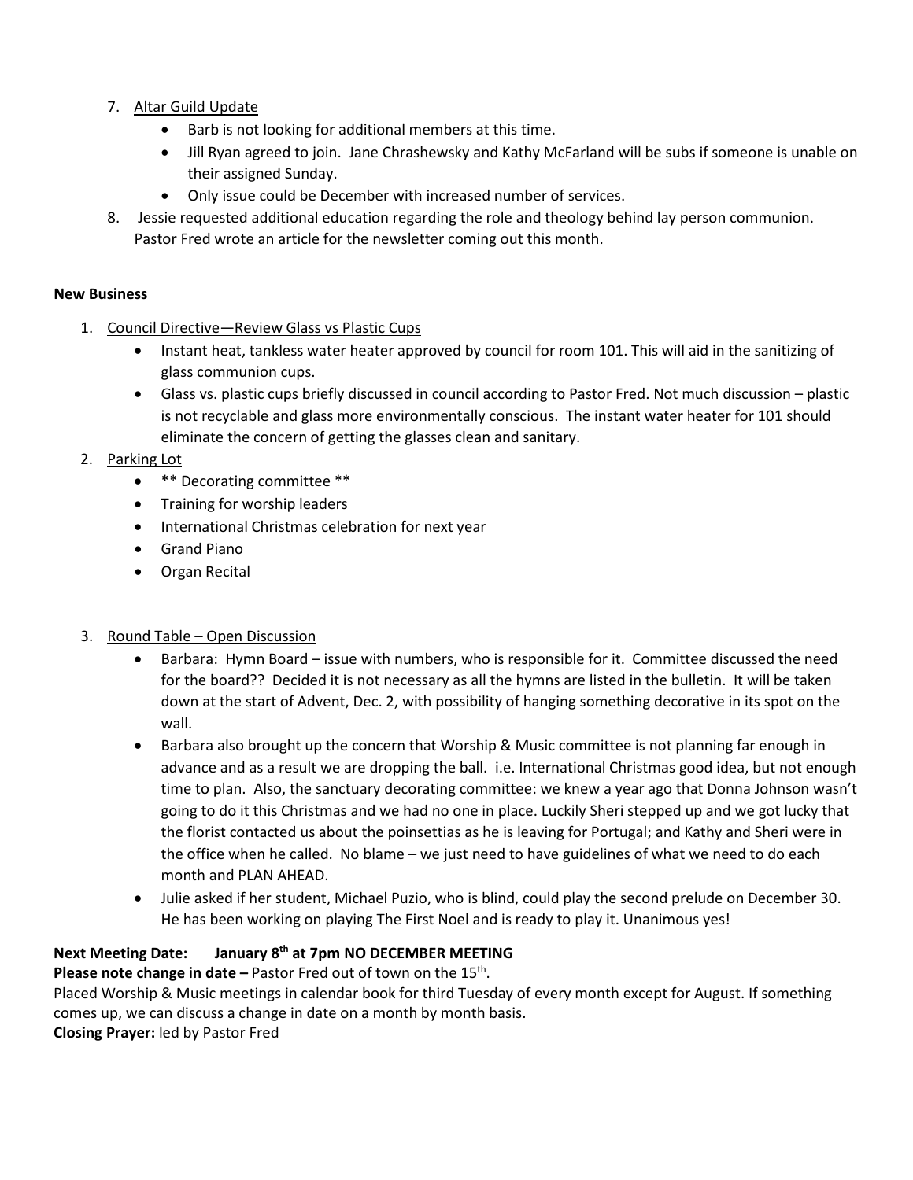7. Altar Guild Update
    - Barb is not looking for additional members at this time.
    - Jill Ryan agreed to join. Jane Chrashewsky and Kathy McFarland will be subs if someone is unable on their assigned Sunday.
    - Only issue could be December with increased number of services.
8. Jessie requested additional education regarding the role and theology behind lay person communion. Pastor Fred wrote an article for the newsletter coming out this month.

**New Business**

1. Council Directive—Review Glass vs Plastic Cups
    - Instant heat, tankless water heater approved by council for room 101. This will aid in the sanitizing of glass communion cups.
    - Glass vs. plastic cups briefly discussed in council according to Pastor Fred. Not much discussion – plastic is not recyclable and glass more environmentally conscious. The instant water heater for 101 should eliminate the concern of getting the glasses clean and sanitary.
2. Parking Lot
    - ** Decorating committee **
    - Training for worship leaders
    - International Christmas celebration for next year
    - Grand Piano
    - Organ Recital
3. Round Table – Open Discussion
    - Barbara: Hymn Board – issue with numbers, who is responsible for it. Committee discussed the need for the board?? Decided it is not necessary as all the hymns are listed in the bulletin. It will be taken down at the start of Advent, Dec. 2, with possibility of hanging something decorative in its spot on the wall.
    - Barbara also brought up the concern that Worship & Music committee is not planning far enough in advance and as a result we are dropping the ball. i.e. International Christmas good idea, but not enough time to plan. Also, the sanctuary decorating committee: we knew a year ago that Donna Johnson wasn't going to do it this Christmas and we had no one in place. Luckily Sheri stepped up and we got lucky that the florist contacted us about the poinsettias as he is leaving for Portugal; and Kathy and Sheri were in the office when he called. No blame – we just need to have guidelines of what we need to do each month and PLAN AHEAD.
    - Julie asked if her student, Michael Puzio, who is blind, could play the second prelude on December 30. He has been working on playing The First Noel and is ready to play it. Unanimous yes!

**Next Meeting Date: January 8th at 7pm NO DECEMBER MEETING**

**Please note change in date –** Pastor Fred out of town on the 15th.

Placed Worship & Music meetings in calendar book for third Tuesday of every month except for August. If something comes up, we can discuss a change in date on a month by month basis.

**Closing Prayer:** led by Pastor Fred